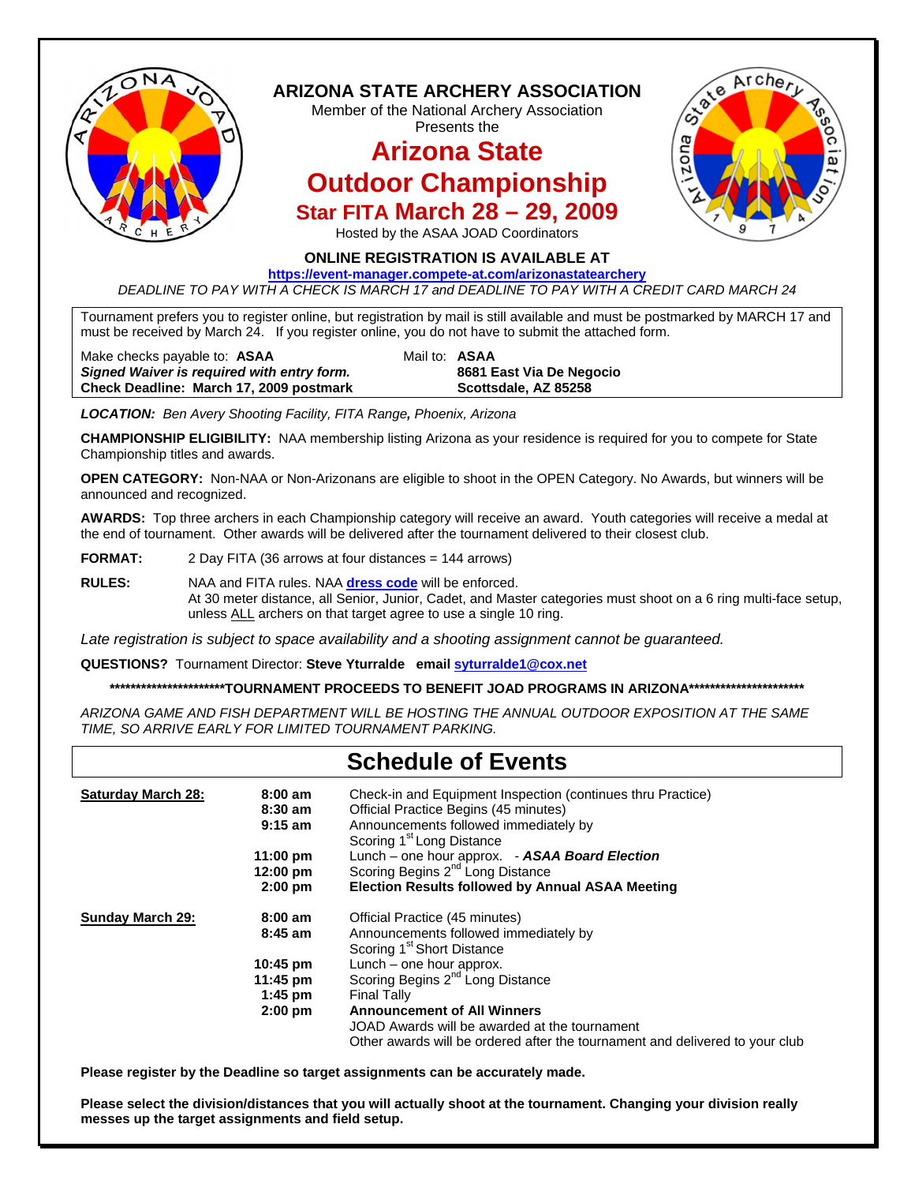# ARIZONA STATE ARCHERY ASSOCIATION

Member of the National Archery Association
Presents the

## Arizona State Outdoor Championship

### Star FITA March 28 – 29, 2009

Hosted by the ASAA JOAD Coordinators

**ONLINE REGISTRATION IS AVAILABLE AT**
**https://event-manager.compete-at.com/arizonastatearchery**

*DEADLINE TO PAY WITH A CHECK IS MARCH 17 and DEADLINE TO PAY WITH A CREDIT CARD MARCH 24*

Tournament prefers you to register online, but registration by mail is still available and must be postmarked by MARCH 17 and must be received by March 24. If you register online, you do not have to submit the attached form.

Make checks payable to: **ASAA**
***Signed Waiver is required with entry form.***
**Check Deadline: March 17, 2009 postmark**

Mail to: **ASAA**
**8681 East Via De Negocio**
**Scottsdale, AZ 85258**

***LOCATION:*** *Ben Avery Shooting Facility, FITA Range, Phoenix, Arizona*

**CHAMPIONSHIP ELIGIBILITY:** NAA membership listing Arizona as your residence is required for you to compete for State Championship titles and awards.

**OPEN CATEGORY:** Non-NAA or Non-Arizonans are eligible to shoot in the OPEN Category. No Awards, but winners will be announced and recognized.

**AWARDS:** Top three archers in each Championship category will receive an award. Youth categories will receive a medal at the end of tournament. Other awards will be delivered after the tournament delivered to their closest club.

**FORMAT:** 2 Day FITA (36 arrows at four distances = 144 arrows)

**RULES:** NAA and FITA rules. NAA **dress code** will be enforced.
At 30 meter distance, all Senior, Junior, Cadet, and Master categories must shoot on a 6 ring multi-face setup, unless ALL archers on that target agree to use a single 10 ring.

*Late registration is subject to space availability and a shooting assignment cannot be guaranteed.*

**QUESTIONS?** Tournament Director: **Steve Yturralde email syturralde1@cox.net**

**\*\*\*\*\*\*\*\*\*\*\*\*\*\*\*\*\*\*\*\*\*\*\*TOURNAMENT PROCEEDS TO BENEFIT JOAD PROGRAMS IN ARIZONA\*\*\*\*\*\*\*\*\*\*\*\*\*\*\*\*\*\*\*\*\*\*\***

*ARIZONA GAME AND FISH DEPARTMENT WILL BE HOSTING THE ANNUAL OUTDOOR EXPOSITION AT THE SAME TIME, SO ARRIVE EARLY FOR LIMITED TOURNAMENT PARKING.*

## Schedule of Events

| | | |
|---|---|---|
| **Saturday March 28:** | **8:00 am** | Check-in and Equipment Inspection (continues thru Practice) |
| | **8:30 am** | Official Practice Begins (45 minutes) |
| | **9:15 am** | Announcements followed immediately by Scoring 1st Long Distance |
| | **11:00 pm** | Lunch – one hour approx. - ***ASAA Board Election*** |
| | **12:00 pm** | Scoring Begins 2nd Long Distance |
| | **2:00 pm** | **Election Results followed by Annual ASAA Meeting** |
| **Sunday March 29:** | **8:00 am** | Official Practice (45 minutes) |
| | **8:45 am** | Announcements followed immediately by Scoring 1st Short Distance |
| | **10:45 pm** | Lunch – one hour approx. |
| | **11:45 pm** | Scoring Begins 2nd Long Distance |
| | **1:45 pm** | Final Tally |
| | **2:00 pm** | **Announcement of All Winners**<br>JOAD Awards will be awarded at the tournament<br>Other awards will be ordered after the tournament and delivered to your club |

**Please register by the Deadline so target assignments can be accurately made.**

**Please select the division/distances that you will actually shoot at the tournament. Changing your division really messes up the target assignments and field setup.**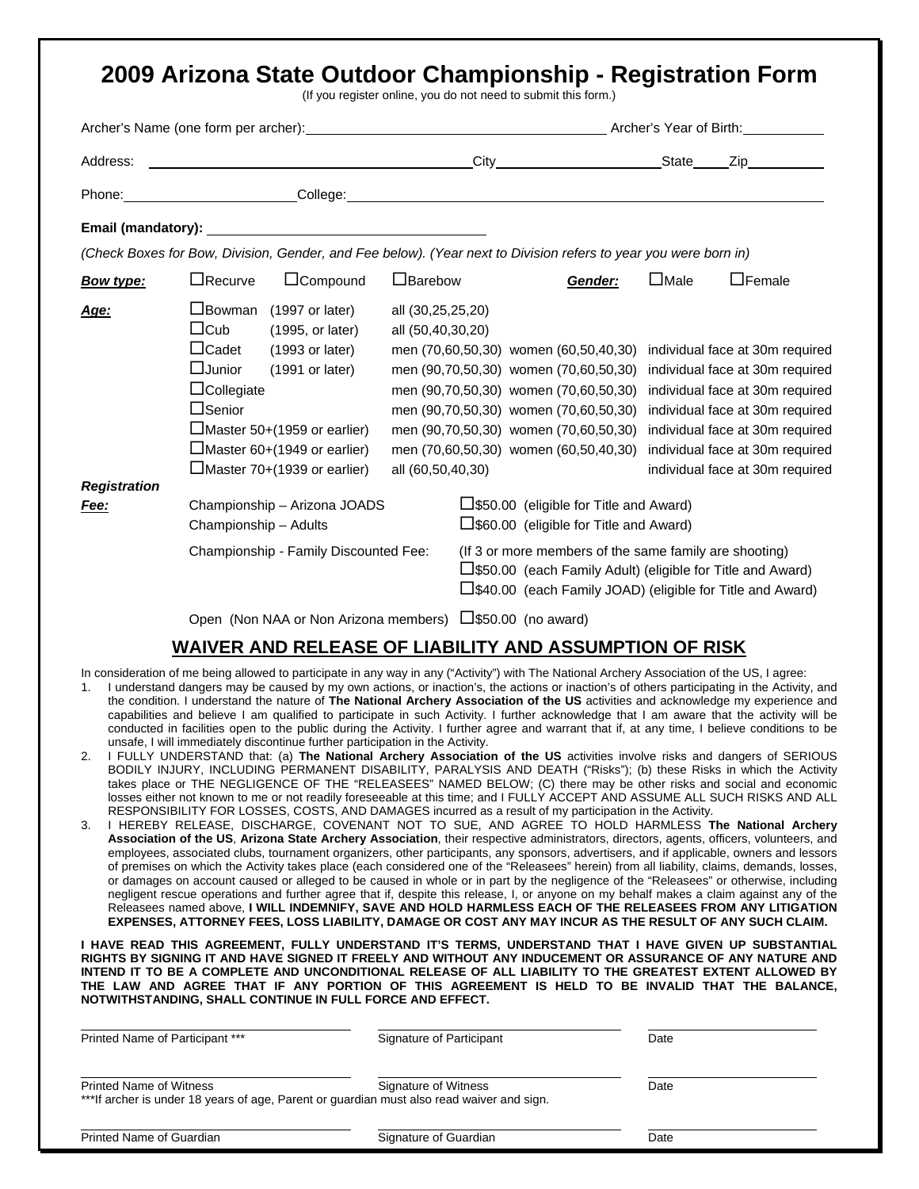# 2009 Arizona State Outdoor Championship - Registration Form

(If you register online, you do not need to submit this form.)

Archer's Name (one form per archer): ____________________ Archer's Year of Birth: __________

Address: ____________________ City ____________________ State _____ Zip __________

Phone: ____________________ College: ____________________

**Email (mandatory):** ____________________

*(Check Boxes for Bow, Division, Gender, and Fee below). (Year next to Division refers to year you were born in)*

***Bow type:*** ☐Recurve ☐Compound ☐Barebow ***Gender:*** ☐Male ☐Female

| | | | |
|---|---|---|---|
| ***Age:*** ☐Bowman (1997 or later) | all (30,25,25,20) | | |
| ☐Cub (1995, or later) | all (50,40,30,20) | | |
| ☐Cadet (1993 or later) | men (70,60,50,30) | women (60,50,40,30) | individual face at 30m required |
| ☐Junior (1991 or later) | men (90,70,50,30) | women (70,60,50,30) | individual face at 30m required |
| ☐Collegiate | men (90,70,50,30) | women (70,60,50,30) | individual face at 30m required |
| ☐Senior | men (90,70,50,30) | women (70,60,50,30) | individual face at 30m required |
| ☐Master 50+(1959 or earlier) | men (90,70,50,30) | women (70,60,50,30) | individual face at 30m required |
| ☐Master 60+(1949 or earlier) | men (70,60,50,30) | women (60,50,40,30) | individual face at 30m required |
| ☐Master 70+(1939 or earlier) | all (60,50,40,30) | | individual face at 30m required |

***Registration Fee:***

Championship – Arizona JOADS ☐$50.00 (eligible for Title and Award)

Championship – Adults ☐$60.00 (eligible for Title and Award)

Championship - Family Discounted Fee: (If 3 or more members of the same family are shooting)
☐$50.00 (each Family Adult) (eligible for Title and Award)
☐$40.00 (each Family JOAD) (eligible for Title and Award)

Open (Non NAA or Non Arizona members) ☐$50.00 (no award)

## WAIVER AND RELEASE OF LIABILITY AND ASSUMPTION OF RISK

In consideration of me being allowed to participate in any way in any ("Activity") with The National Archery Association of the US, I agree:

1. I understand dangers may be caused by my own actions, or inaction's, the actions or inaction's of others participating in the Activity, and the condition. I understand the nature of **The National Archery Association of the US** activities and acknowledge my experience and capabilities and believe I am qualified to participate in such Activity. I further acknowledge that I am aware that the activity will be conducted in facilities open to the public during the Activity. I further agree and warrant that if, at any time, I believe conditions to be unsafe, I will immediately discontinue further participation in the Activity.
2. I FULLY UNDERSTAND that: (a) **The National Archery Association of the US** activities involve risks and dangers of SERIOUS BODILY INJURY, INCLUDING PERMANENT DISABILITY, PARALYSIS AND DEATH ("Risks"); (b) these Risks in which the Activity takes place or THE NEGLIGENCE OF THE "RELEASEES" NAMED BELOW; (C) there may be other risks and social and economic losses either not known to me or not readily foreseeable at this time; and I FULLY ACCEPT AND ASSUME ALL SUCH RISKS AND ALL RESPONSIBILITY FOR LOSSES, COSTS, AND DAMAGES incurred as a result of my participation in the Activity.
3. I HEREBY RELEASE, DISCHARGE, COVENANT NOT TO SUE, AND AGREE TO HOLD HARMLESS **The National Archery Association of the US**, **Arizona State Archery Association**, their respective administrators, directors, agents, officers, volunteers, and employees, associated clubs, tournament organizers, other participants, any sponsors, advertisers, and if applicable, owners and lessors of premises on which the Activity takes place (each considered one of the "Releasees" herein) from all liability, claims, demands, losses, or damages on account caused or alleged to be caused in whole or in part by the negligence of the "Releasees" or otherwise, including negligent rescue operations and further agree that if, despite this release, I, or anyone on my behalf makes a claim against any of the Releasees named above, **I WILL INDEMNIFY, SAVE AND HOLD HARMLESS EACH OF THE RELEASEES FROM ANY LITIGATION EXPENSES, ATTORNEY FEES, LOSS LIABILITY, DAMAGE OR COST ANY MAY INCUR AS THE RESULT OF ANY SUCH CLAIM.**

**I HAVE READ THIS AGREEMENT, FULLY UNDERSTAND IT'S TERMS, UNDERSTAND THAT I HAVE GIVEN UP SUBSTANTIAL RIGHTS BY SIGNING IT AND HAVE SIGNED IT FREELY AND WITHOUT ANY INDUCEMENT OR ASSURANCE OF ANY NATURE AND INTEND IT TO BE A COMPLETE AND UNCONDITIONAL RELEASE OF ALL LIABILITY TO THE GREATEST EXTENT ALLOWED BY THE LAW AND AGREE THAT IF ANY PORTION OF THIS AGREEMENT IS HELD TO BE INVALID THAT THE BALANCE, NOTWITHSTANDING, SHALL CONTINUE IN FULL FORCE AND EFFECT.**

| | | |
|---|---|---|
| Printed Name of Participant *** | Signature of Participant | Date |
| Printed Name of Witness | Signature of Witness | Date |

***If archer is under 18 years of age, Parent or guardian must also read waiver and sign.

| | | |
|---|---|---|
| Printed Name of Guardian | Signature of Guardian | Date |